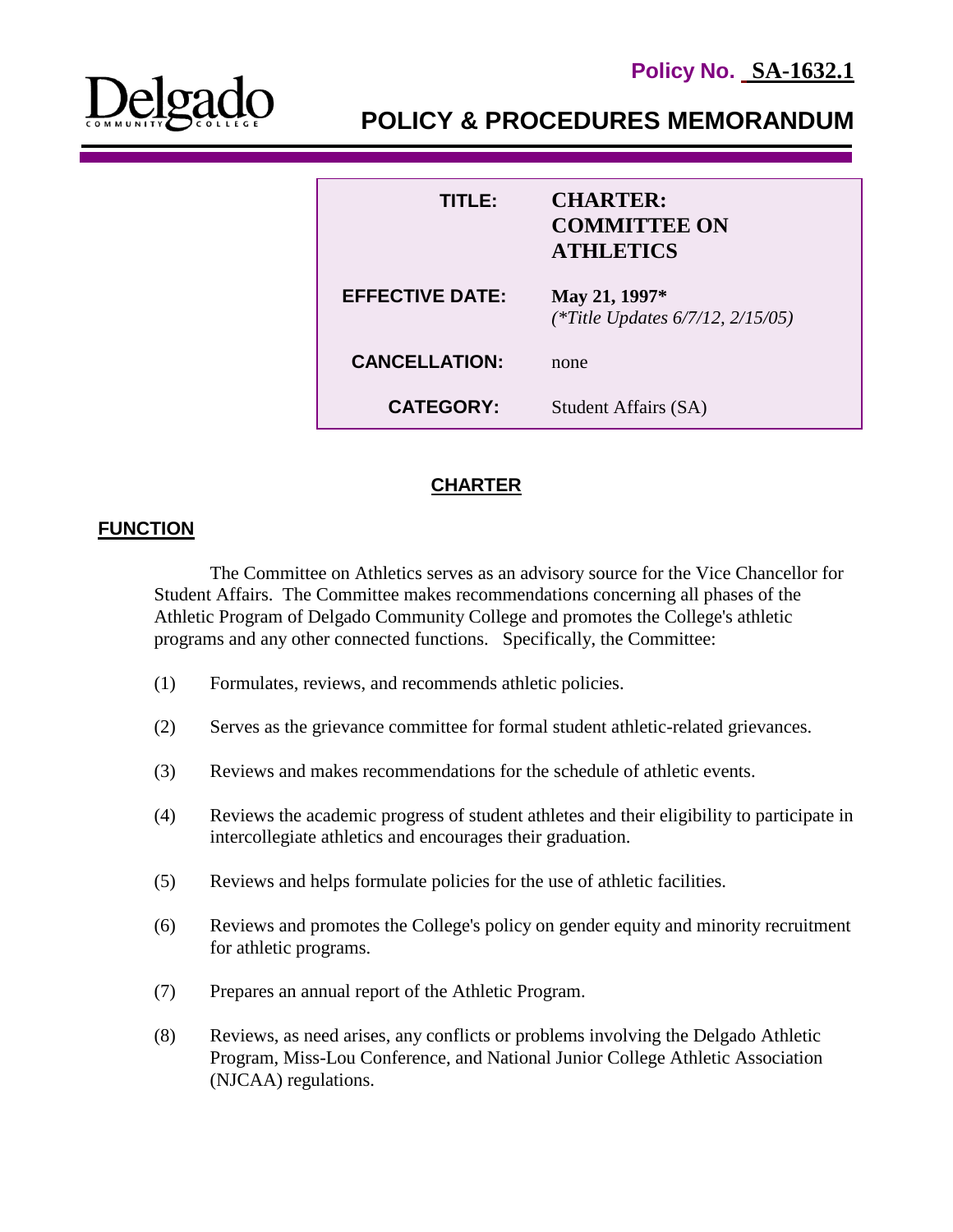**Policy No. SA-1632.1**

Delgado COMMUNITY COLLEGE

# POLICY & PROCEDURES MEMORANDUM

| | |
|---|---|
| **TITLE:** | **CHARTER: COMMITTEE ON ATHLETICS** |
| **EFFECTIVE DATE:** | **May 21, 1997*** *(*Title Updates 6/7/12, 2/15/05)* |
| **CANCELLATION:** | none |
| **CATEGORY:** | Student Affairs (SA) |

## CHARTER

### FUNCTION

The Committee on Athletics serves as an advisory source for the Vice Chancellor for Student Affairs. The Committee makes recommendations concerning all phases of the Athletic Program of Delgado Community College and promotes the College's athletic programs and any other connected functions. Specifically, the Committee:

(1) Formulates, reviews, and recommends athletic policies.

(2) Serves as the grievance committee for formal student athletic-related grievances.

(3) Reviews and makes recommendations for the schedule of athletic events.

(4) Reviews the academic progress of student athletes and their eligibility to participate in intercollegiate athletics and encourages their graduation.

(5) Reviews and helps formulate policies for the use of athletic facilities.

(6) Reviews and promotes the College's policy on gender equity and minority recruitment for athletic programs.

(7) Prepares an annual report of the Athletic Program.

(8) Reviews, as need arises, any conflicts or problems involving the Delgado Athletic Program, Miss-Lou Conference, and National Junior College Athletic Association (NJCAA) regulations.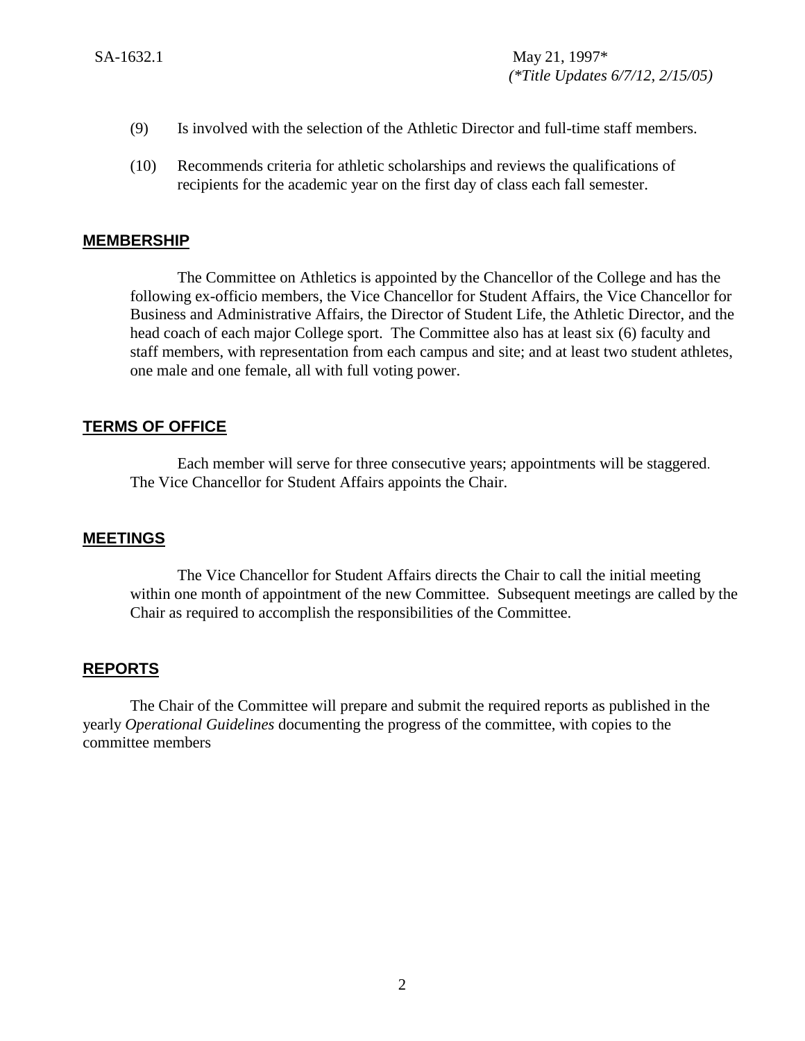(9) Is involved with the selection of the Athletic Director and full-time staff members.

(10) Recommends criteria for athletic scholarships and reviews the qualifications of recipients for the academic year on the first day of class each fall semester.

## MEMBERSHIP

The Committee on Athletics is appointed by the Chancellor of the College and has the following ex-officio members, the Vice Chancellor for Student Affairs, the Vice Chancellor for Business and Administrative Affairs, the Director of Student Life, the Athletic Director, and the head coach of each major College sport. The Committee also has at least six (6) faculty and staff members, with representation from each campus and site; and at least two student athletes, one male and one female, all with full voting power.

## TERMS OF OFFICE

Each member will serve for three consecutive years; appointments will be staggered. The Vice Chancellor for Student Affairs appoints the Chair.

## MEETINGS

The Vice Chancellor for Student Affairs directs the Chair to call the initial meeting within one month of appointment of the new Committee. Subsequent meetings are called by the Chair as required to accomplish the responsibilities of the Committee.

## REPORTS

The Chair of the Committee will prepare and submit the required reports as published in the yearly *Operational Guidelines* documenting the progress of the committee, with copies to the committee members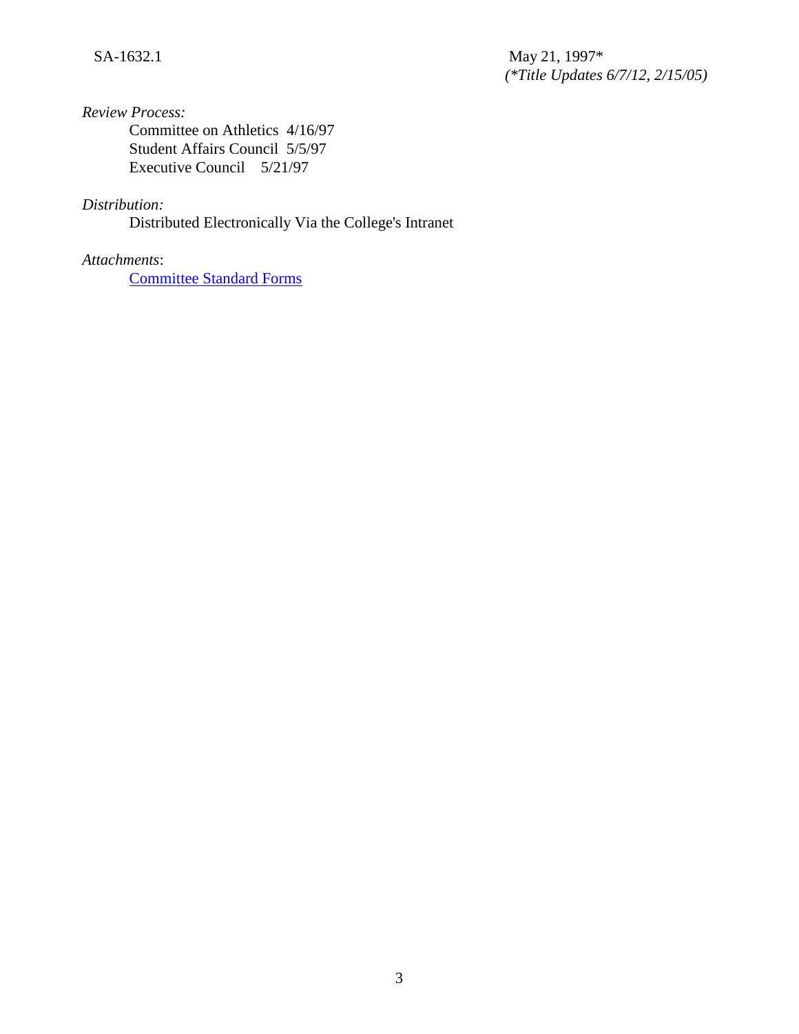SA-1632.1 May 21, 1997*
*(\*Title Updates 6/7/12, 2/15/05)*

*Review Process:*

Committee on Athletics 4/16/97
Student Affairs Council 5/5/97
Executive Council 5/21/97

*Distribution:*

Distributed Electronically Via the College's Intranet

*Attachments*:

Committee Standard Forms